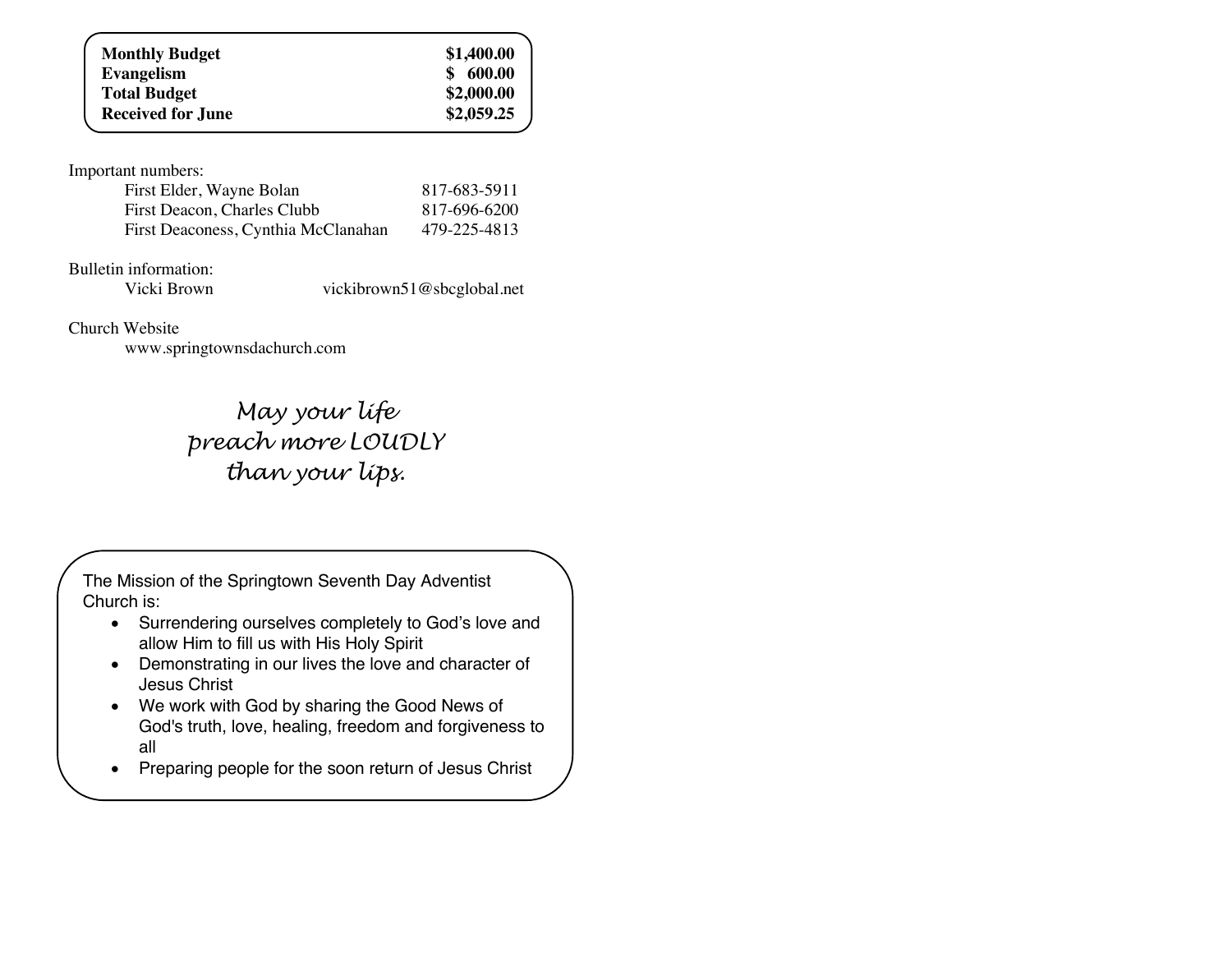| **Monthly Budget** | **$1,400.00** |
|---|---|
| **Evangelism** | **$ 600.00** |
| **Total Budget** | **$2,000.00** |
| **Received for June** | **$2,059.25** |

Important numbers:

| | |
|---|---|
| First Elder, Wayne Bolan | 817-683-5911 |
| First Deacon, Charles Clubb | 817-696-6200 |
| First Deaconess, Cynthia McClanahan | 479-225-4813 |

Bulletin information:

Vicki Brown vickibrown51@sbcglobal.net

Church Website

www.springtownsdachurch.com

*May your life*
*preach more LOUDLY*
*than your lips.*

The Mission of the Springtown Seventh Day Adventist Church is:

- Surrendering ourselves completely to God's love and allow Him to fill us with His Holy Spirit
- Demonstrating in our lives the love and character of Jesus Christ
- We work with God by sharing the Good News of God's truth, love, healing, freedom and forgiveness to all
- Preparing people for the soon return of Jesus Christ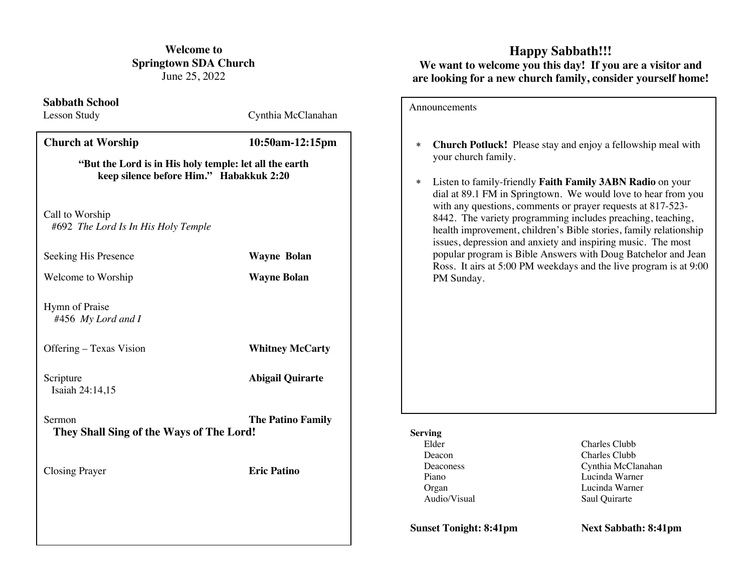**Welcome to**
**Springtown SDA Church**
June 25, 2022

**Sabbath School**

Lesson Study — Cynthia McClanahan

## Church at Worship — 10:50am-12:15pm

**"But the Lord is in His holy temple: let all the earth keep silence before Him." Habakkuk 2:20**

Call to Worship
#692 *The Lord Is In His Holy Temple*

Seeking His Presence — **Wayne Bolan**

Welcome to Worship — **Wayne Bolan**

Hymn of Praise
#456 *My Lord and I*

Offering – Texas Vision — **Whitney McCarty**

Scripture — **Abigail Quirarte**
Isaiah 24:14,15

Sermon — **The Patino Family**
**They Shall Sing of the Ways of The Lord!**

Closing Prayer — **Eric Patino**

## Happy Sabbath!!!

**We want to welcome you this day! If you are a visitor and are looking for a new church family, consider yourself home!**

Announcements

* **Church Potluck!** Please stay and enjoy a fellowship meal with your church family.
* Listen to family-friendly **Faith Family 3ABN Radio** on your dial at 89.1 FM in Springtown. We would love to hear from you with any questions, comments or prayer requests at 817-523-8442. The variety programming includes preaching, teaching, health improvement, children's Bible stories, family relationship issues, depression and anxiety and inspiring music. The most popular program is Bible Answers with Doug Batchelor and Jean Ross. It airs at 5:00 PM weekdays and the live program is at 9:00 PM Sunday.

**Serving**

| | |
|---|---|
| Elder | Charles Clubb |
| Deacon | Charles Clubb |
| Deaconess | Cynthia McClanahan |
| Piano | Lucinda Warner |
| Organ | Lucinda Warner |
| Audio/Visual | Saul Quirarte |

**Sunset Tonight: 8:41pm** — **Next Sabbath: 8:41pm**